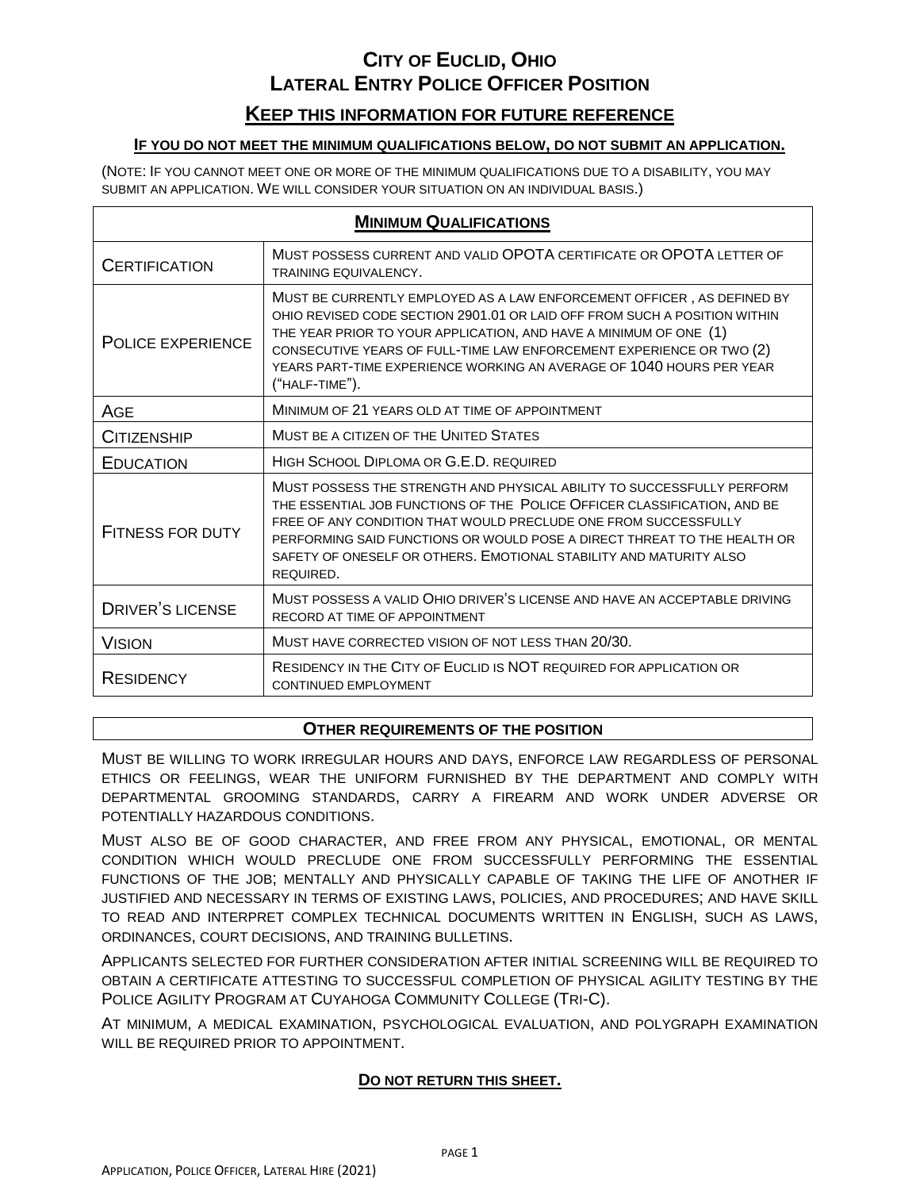# City of Euclid, Ohio
# Lateral Entry Police Officer Position

## Keep this information for future reference

**If you do not meet the minimum qualifications below, do not submit an application.**

(Note: If you cannot meet one or more of the minimum qualifications due to a disability, you may submit an application. We will consider your situation on an individual basis.)

| **Minimum Qualifications** | |
|---|---|
| Certification | Must possess current and valid OPOTA certificate or OPOTA letter of training equivalency. |
| Police experience | Must be currently employed as a law enforcement officer , as defined by Ohio Revised Code Section 2901.01 or laid off from such a position within the year prior to your application, and have a minimum of one (1) consecutive years of full-time law enforcement experience or two (2) years part-time experience working an average of 1040 hours per year ("half-time"). |
| Age | Minimum of 21 years old at time of appointment |
| Citizenship | Must be a citizen of the United States |
| Education | High School Diploma or G.E.D. required |
| Fitness for duty | Must possess the strength and physical ability to successfully perform the essential job functions of the Police Officer classification, and be free of any condition that would preclude one from successfully performing said functions or would pose a direct threat to the health or safety of oneself or others. Emotional stability and maturity also required. |
| Driver's license | Must possess a valid Ohio driver's license and have an acceptable driving record at time of appointment |
| Vision | Must have corrected vision of not less than 20/30. |
| Residency | Residency in the City of Euclid is NOT required for application or continued employment |

### Other requirements of the position

Must be willing to work irregular hours and days, enforce law regardless of personal ethics or feelings, wear the uniform furnished by the department and comply with departmental grooming standards, carry a firearm and work under adverse or potentially hazardous conditions.

Must also be of good character, and free from any physical, emotional, or mental condition which would preclude one from successfully performing the essential functions of the job; mentally and physically capable of taking the life of another if justified and necessary in terms of existing laws, policies, and procedures; and have skill to read and interpret complex technical documents written in English, such as laws, ordinances, court decisions, and training bulletins.

Applicants selected for further consideration after initial screening will be required to obtain a certificate attesting to successful completion of physical agility testing by the Police Agility Program at Cuyahoga Community College (Tri-C).

At minimum, a medical examination, psychological evaluation, and polygraph examination will be required prior to appointment.

**Do not return this sheet.**

Application, Police Officer, Lateral Hire (2021)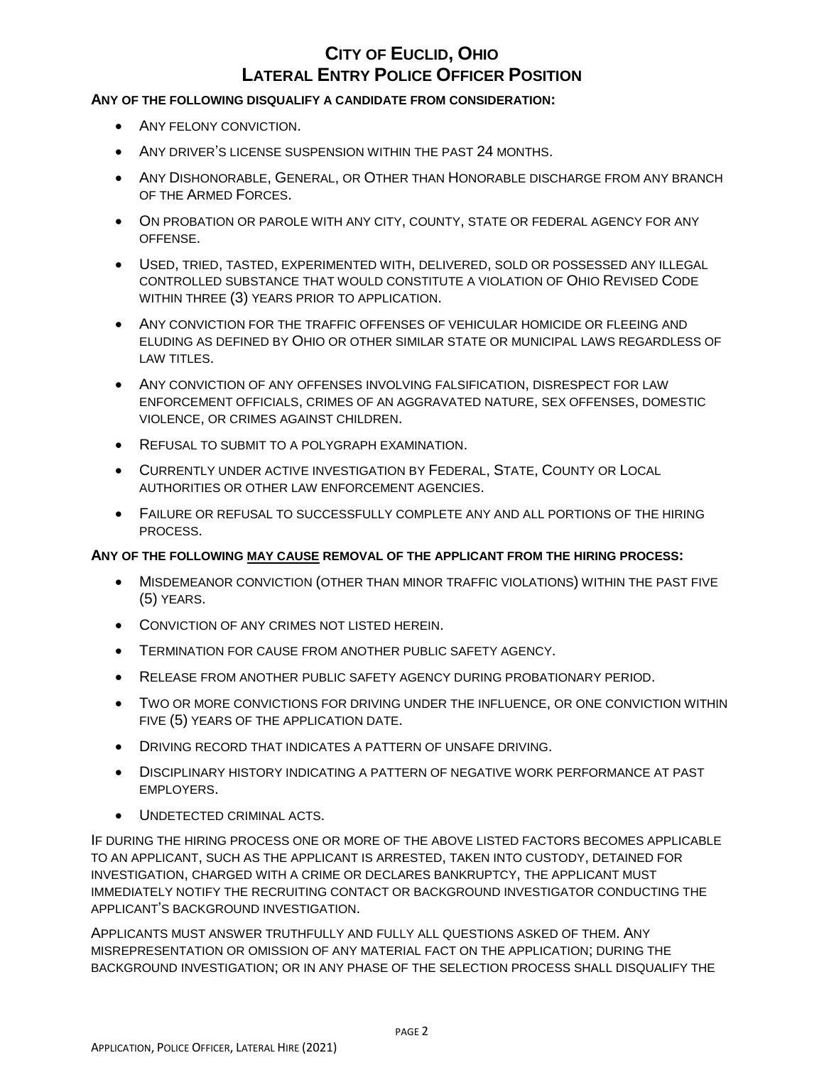# City of Euclid, Ohio
## Lateral Entry Police Officer Position

**Any of the following disqualify a candidate from consideration:**

- Any felony conviction.
- Any driver's license suspension within the past 24 months.
- Any Dishonorable, General, or Other than Honorable discharge from any branch of the Armed Forces.
- On probation or parole with any city, county, state or federal agency for any offense.
- Used, tried, tasted, experimented with, delivered, sold or possessed any illegal controlled substance that would constitute a violation of Ohio Revised Code within three (3) years prior to application.
- Any conviction for the traffic offenses of vehicular homicide or fleeing and eluding as defined by Ohio or other similar state or municipal laws regardless of law titles.
- Any conviction of any offenses involving falsification, disrespect for law enforcement officials, crimes of an aggravated nature, sex offenses, domestic violence, or crimes against children.
- Refusal to submit to a polygraph examination.
- Currently under active investigation by Federal, State, County or Local authorities or other law enforcement agencies.
- Failure or refusal to successfully complete any and all portions of the hiring process.

**Any of the following <u>may cause</u> removal of the applicant from the hiring process:**

- Misdemeanor conviction (other than minor traffic violations) within the past five (5) years.
- Conviction of any crimes not listed herein.
- Termination for cause from another public safety agency.
- Release from another public safety agency during probationary period.
- Two or more convictions for driving under the influence, or one conviction within five (5) years of the application date.
- Driving record that indicates a pattern of unsafe driving.
- Disciplinary history indicating a pattern of negative work performance at past employers.
- Undetected criminal acts.

If during the hiring process one or more of the above listed factors becomes applicable to an applicant, such as the applicant is arrested, taken into custody, detained for investigation, charged with a crime or declares bankruptcy, the applicant must immediately notify the recruiting contact or background investigator conducting the applicant's background investigation.

Applicants must answer truthfully and fully all questions asked of them. Any misrepresentation or omission of any material fact on the application; during the background investigation; or in any phase of the selection process shall disqualify the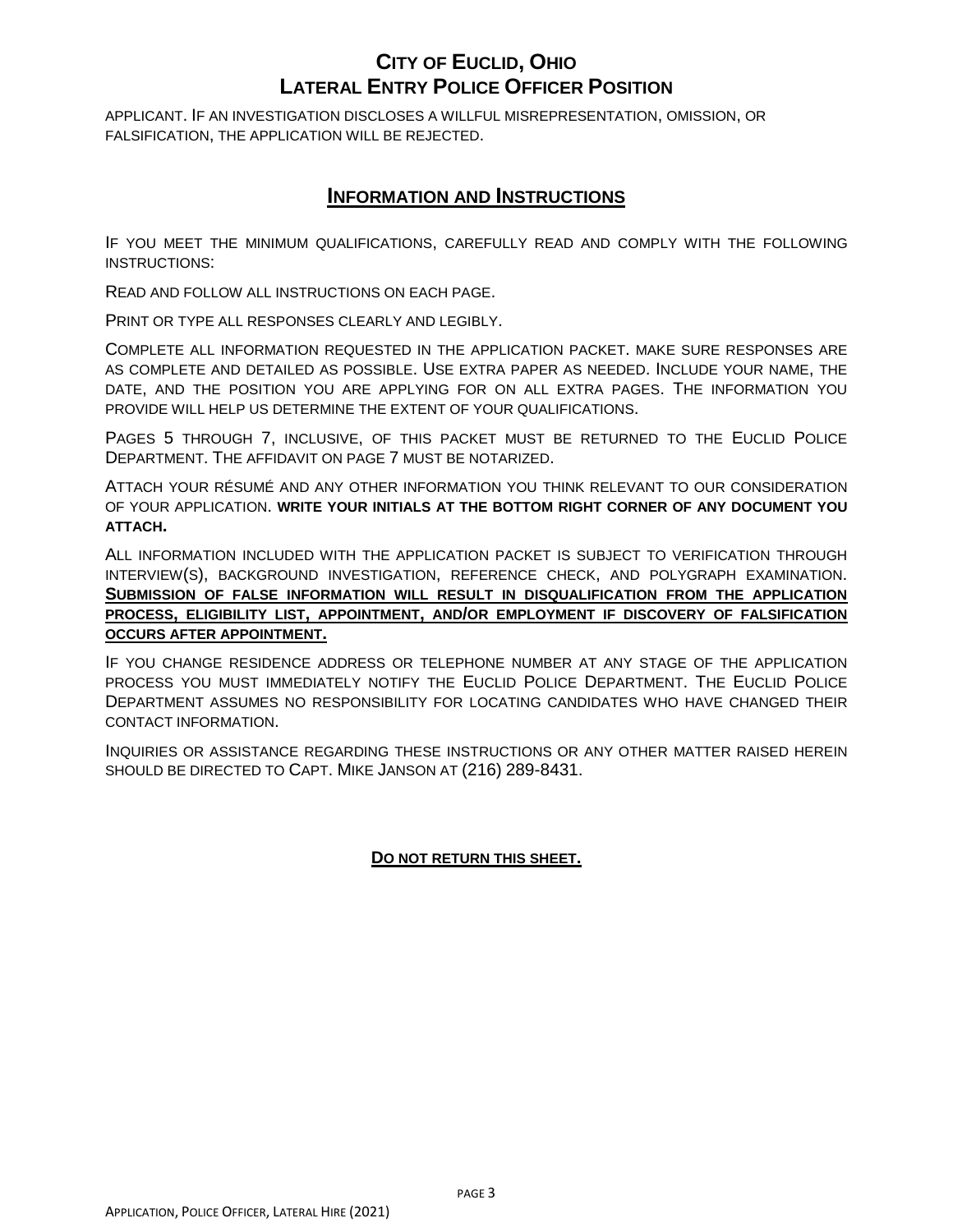APPLICANT. IF AN INVESTIGATION DISCLOSES A WILLFUL MISREPRESENTATION, OMISSION, OR FALSIFICATION, THE APPLICATION WILL BE REJECTED.

## INFORMATION AND INSTRUCTIONS

IF YOU MEET THE MINIMUM QUALIFICATIONS, CAREFULLY READ AND COMPLY WITH THE FOLLOWING INSTRUCTIONS:

READ AND FOLLOW ALL INSTRUCTIONS ON EACH PAGE.

PRINT OR TYPE ALL RESPONSES CLEARLY AND LEGIBLY.

COMPLETE ALL INFORMATION REQUESTED IN THE APPLICATION PACKET. MAKE SURE RESPONSES ARE AS COMPLETE AND DETAILED AS POSSIBLE. USE EXTRA PAPER AS NEEDED. INCLUDE YOUR NAME, THE DATE, AND THE POSITION YOU ARE APPLYING FOR ON ALL EXTRA PAGES. THE INFORMATION YOU PROVIDE WILL HELP US DETERMINE THE EXTENT OF YOUR QUALIFICATIONS.

PAGES 5 THROUGH 7, INCLUSIVE, OF THIS PACKET MUST BE RETURNED TO THE EUCLID POLICE DEPARTMENT. THE AFFIDAVIT ON PAGE 7 MUST BE NOTARIZED.

ATTACH YOUR RÉSUMÉ AND ANY OTHER INFORMATION YOU THINK RELEVANT TO OUR CONSIDERATION OF YOUR APPLICATION. **WRITE YOUR INITIALS AT THE BOTTOM RIGHT CORNER OF ANY DOCUMENT YOU ATTACH.**

ALL INFORMATION INCLUDED WITH THE APPLICATION PACKET IS SUBJECT TO VERIFICATION THROUGH INTERVIEW(S), BACKGROUND INVESTIGATION, REFERENCE CHECK, AND POLYGRAPH EXAMINATION. **SUBMISSION OF FALSE INFORMATION WILL RESULT IN DISQUALIFICATION FROM THE APPLICATION PROCESS, ELIGIBILITY LIST, APPOINTMENT, AND/OR EMPLOYMENT IF DISCOVERY OF FALSIFICATION OCCURS AFTER APPOINTMENT.**

IF YOU CHANGE RESIDENCE ADDRESS OR TELEPHONE NUMBER AT ANY STAGE OF THE APPLICATION PROCESS YOU MUST IMMEDIATELY NOTIFY THE EUCLID POLICE DEPARTMENT. THE EUCLID POLICE DEPARTMENT ASSUMES NO RESPONSIBILITY FOR LOCATING CANDIDATES WHO HAVE CHANGED THEIR CONTACT INFORMATION.

INQUIRIES OR ASSISTANCE REGARDING THESE INSTRUCTIONS OR ANY OTHER MATTER RAISED HEREIN SHOULD BE DIRECTED TO CAPT. MIKE JANSON AT (216) 289-8431.

**DO NOT RETURN THIS SHEET.**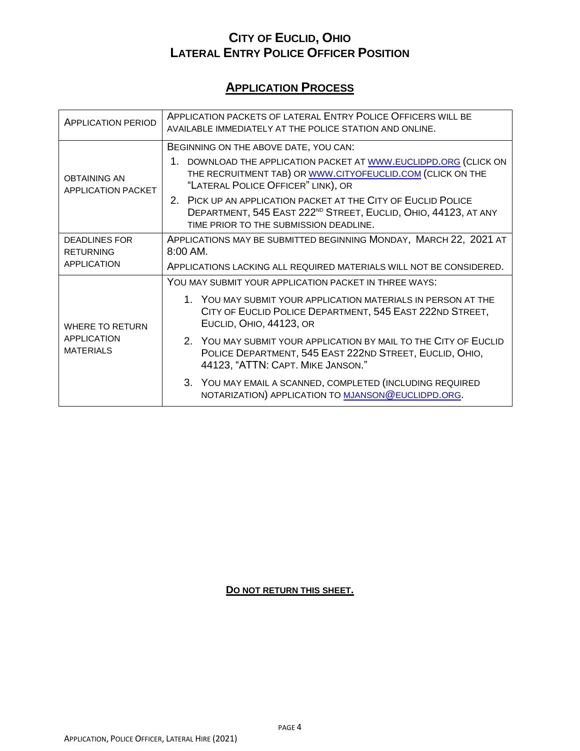# CITY OF EUCLID, OHIO
# LATERAL ENTRY POLICE OFFICER POSITION

## APPLICATION PROCESS

| | |
|---|---|
| APPLICATION PERIOD | APPLICATION PACKETS OF LATERAL ENTRY POLICE OFFICERS WILL BE AVAILABLE IMMEDIATELY AT THE POLICE STATION AND ONLINE. |
| OBTAINING AN APPLICATION PACKET | BEGINNING ON THE ABOVE DATE, YOU CAN:<br>1. DOWNLOAD THE APPLICATION PACKET AT WWW.EUCLIDPD.ORG (CLICK ON THE RECRUITMENT TAB) OR WWW.CITYOFEUCLID.COM (CLICK ON THE "LATERAL POLICE OFFICER" LINK), OR<br>2. PICK UP AN APPLICATION PACKET AT THE CITY OF EUCLID POLICE DEPARTMENT, 545 EAST 222ND STREET, EUCLID, OHIO, 44123, AT ANY TIME PRIOR TO THE SUBMISSION DEADLINE. |
| DEADLINES FOR RETURNING APPLICATION | APPLICATIONS MAY BE SUBMITTED BEGINNING MONDAY, MARCH 22, 2021 AT 8:00 AM.<br>APPLICATIONS LACKING ALL REQUIRED MATERIALS WILL NOT BE CONSIDERED. |
| WHERE TO RETURN APPLICATION MATERIALS | YOU MAY SUBMIT YOUR APPLICATION PACKET IN THREE WAYS:<br>1. YOU MAY SUBMIT YOUR APPLICATION MATERIALS IN PERSON AT THE CITY OF EUCLID POLICE DEPARTMENT, 545 EAST 222ND STREET, EUCLID, OHIO, 44123, OR<br>2. YOU MAY SUBMIT YOUR APPLICATION BY MAIL TO THE CITY OF EUCLID POLICE DEPARTMENT, 545 EAST 222ND STREET, EUCLID, OHIO, 44123, "ATTN: CAPT. MIKE JANSON."<br>3. YOU MAY EMAIL A SCANNED, COMPLETED (INCLUDING REQUIRED NOTARIZATION) APPLICATION TO MJANSON@EUCLIDPD.ORG. |

**DO NOT RETURN THIS SHEET.**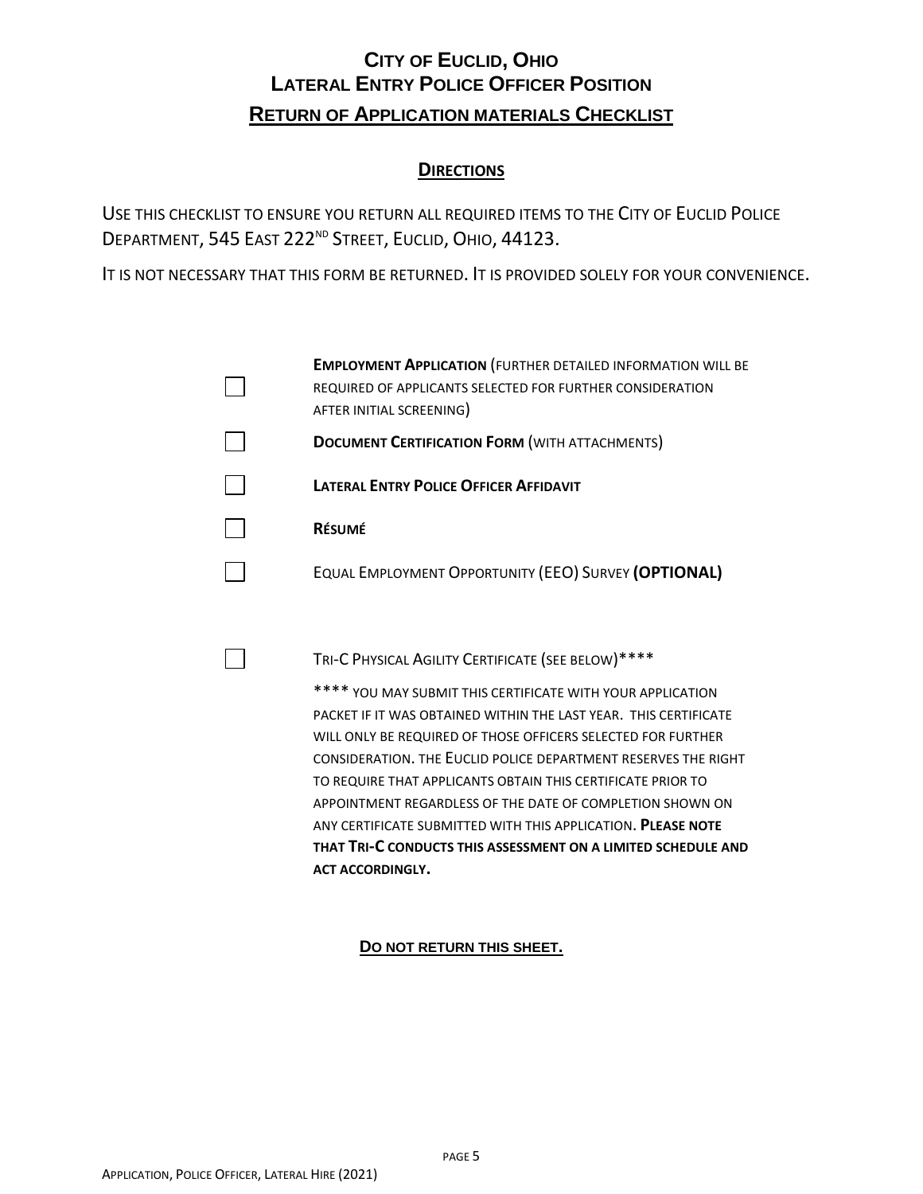# City of Euclid, Ohio
# Lateral Entry Police Officer Position
## Return of Application materials Checklist

### Directions

Use this checklist to ensure you return all required items to the City of Euclid Police Department, 545 East 222nd Street, Euclid, Ohio, 44123.

It is not necessary that this form be returned. It is provided solely for your convenience.

- [ ] **Employment Application** (further detailed information will be required of applicants selected for further consideration after initial screening)
- [ ] **Document Certification Form** (with attachments)
- [ ] **Lateral Entry Police Officer Affidavit**
- [ ] **Résumé**
- [ ] Equal Employment Opportunity (EEO) Survey **(OPTIONAL)**

- [ ] Tri-C Physical Agility Certificate (see below)****

**** You may submit this certificate with your application packet if it was obtained within the last year. This certificate will only be required of those officers selected for further consideration. The Euclid police department reserves the right to require that applicants obtain this certificate prior to appointment regardless of the date of completion shown on any certificate submitted with this application. **Please note that Tri-C conducts this assessment on a limited schedule and act accordingly.**

**Do not return this sheet.**

Application, Police Officer, Lateral Hire (2021)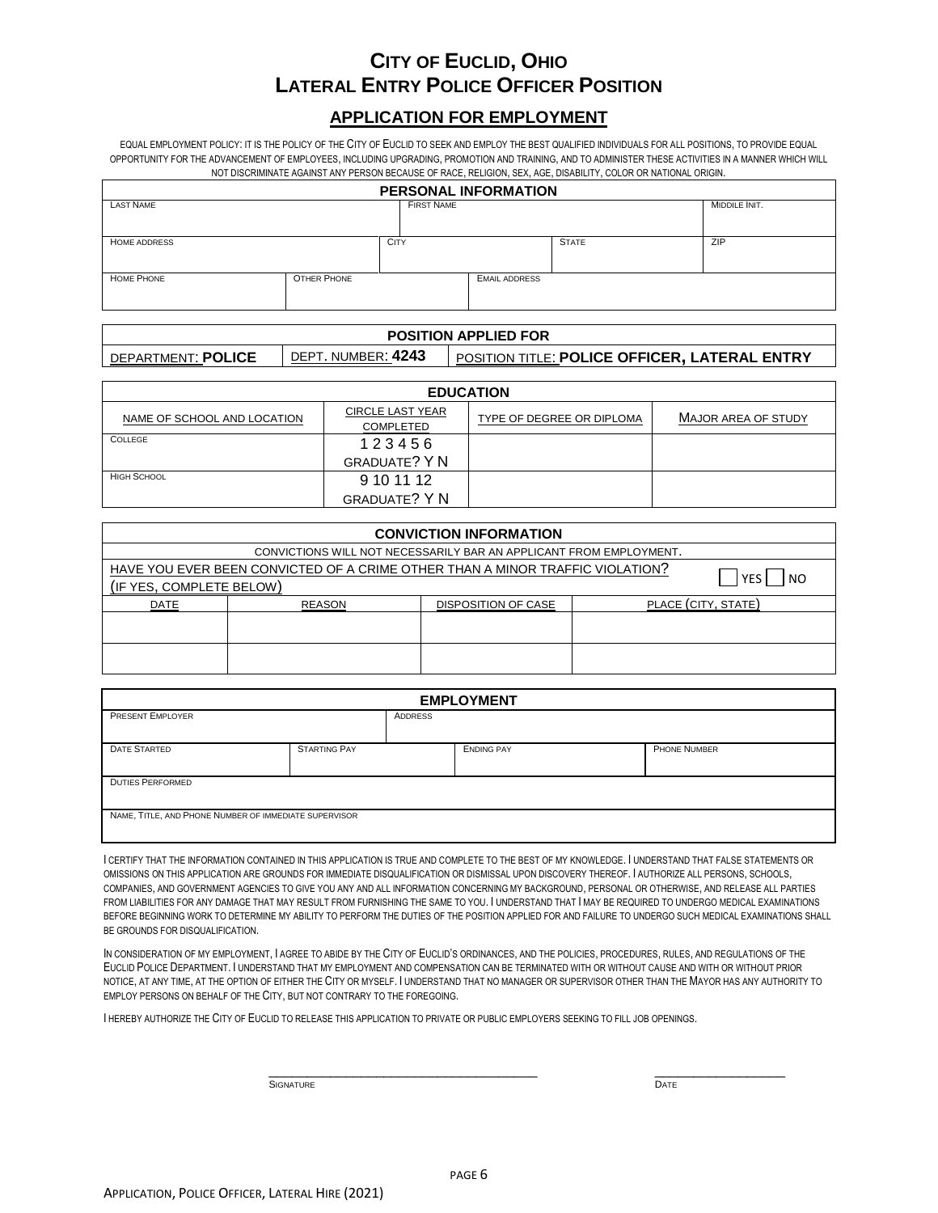# City of Euclid, Ohio
# Lateral Entry Police Officer Position

## APPLICATION FOR EMPLOYMENT

EQUAL EMPLOYMENT POLICY: IT IS THE POLICY OF THE CITY OF EUCLID TO SEEK AND EMPLOY THE BEST QUALIFIED INDIVIDUALS FOR ALL POSITIONS, TO PROVIDE EQUAL OPPORTUNITY FOR THE ADVANCEMENT OF EMPLOYEES, INCLUDING UPGRADING, PROMOTION AND TRAINING, AND TO ADMINISTER THESE ACTIVITIES IN A MANNER WHICH WILL NOT DISCRIMINATE AGAINST ANY PERSON BECAUSE OF RACE, RELIGION, SEX, AGE, DISABILITY, COLOR OR NATIONAL ORIGIN.

| PERSONAL INFORMATION | | | |
|---|---|---|---|
| LAST NAME | FIRST NAME | | MIDDLE INIT. |
| HOME ADDRESS | CITY | STATE | ZIP |
| HOME PHONE | OTHER PHONE | EMAIL ADDRESS | |

| POSITION APPLIED FOR | | |
|---|---|---|
| DEPARTMENT: **POLICE** | DEPT. NUMBER: **4243** | POSITION TITLE: **POLICE OFFICER, LATERAL ENTRY** |

| EDUCATION | | | |
|---|---|---|---|
| NAME OF SCHOOL AND LOCATION | CIRCLE LAST YEAR COMPLETED | TYPE OF DEGREE OR DIPLOMA | MAJOR AREA OF STUDY |
| COLLEGE | 1 2 3 4 5 6<br>GRADUATE? Y N | | |
| HIGH SCHOOL | 9 10 11 12<br>GRADUATE? Y N | | |

**CONVICTION INFORMATION**

CONVICTIONS WILL NOT NECESSARILY BAR AN APPLICANT FROM EMPLOYMENT.

HAVE YOU EVER BEEN CONVICTED OF A CRIME OTHER THAN A MINOR TRAFFIC VIOLATION? (IF YES, COMPLETE BELOW) ☐ YES ☐ NO

| DATE | REASON | DISPOSITION OF CASE | PLACE (CITY, STATE) |
|---|---|---|---|
| | | | |
| | | | |

| EMPLOYMENT | | | |
|---|---|---|---|
| PRESENT EMPLOYER | ADDRESS | | |
| DATE STARTED | STARTING PAY | ENDING PAY | PHONE NUMBER |
| DUTIES PERFORMED | | | |
| NAME, TITLE, AND PHONE NUMBER OF IMMEDIATE SUPERVISOR | | | |

I CERTIFY THAT THE INFORMATION CONTAINED IN THIS APPLICATION IS TRUE AND COMPLETE TO THE BEST OF MY KNOWLEDGE. I UNDERSTAND THAT FALSE STATEMENTS OR OMISSIONS ON THIS APPLICATION ARE GROUNDS FOR IMMEDIATE DISQUALIFICATION OR DISMISSAL UPON DISCOVERY THEREOF. I AUTHORIZE ALL PERSONS, SCHOOLS, COMPANIES, AND GOVERNMENT AGENCIES TO GIVE YOU ANY AND ALL INFORMATION CONCERNING MY BACKGROUND, PERSONAL OR OTHERWISE, AND RELEASE ALL PARTIES FROM LIABILITIES FOR ANY DAMAGE THAT MAY RESULT FROM FURNISHING THE SAME TO YOU. I UNDERSTAND THAT I MAY BE REQUIRED TO UNDERGO MEDICAL EXAMINATIONS BEFORE BEGINNING WORK TO DETERMINE MY ABILITY TO PERFORM THE DUTIES OF THE POSITION APPLIED FOR AND FAILURE TO UNDERGO SUCH MEDICAL EXAMINATIONS SHALL BE GROUNDS FOR DISQUALIFICATION.

IN CONSIDERATION OF MY EMPLOYMENT, I AGREE TO ABIDE BY THE CITY OF EUCLID'S ORDINANCES, AND THE POLICIES, PROCEDURES, RULES, AND REGULATIONS OF THE EUCLID POLICE DEPARTMENT. I UNDERSTAND THAT MY EMPLOYMENT AND COMPENSATION CAN BE TERMINATED WITH OR WITHOUT CAUSE AND WITH OR WITHOUT PRIOR NOTICE, AT ANY TIME, AT THE OPTION OF EITHER THE CITY OR MYSELF. I UNDERSTAND THAT NO MANAGER OR SUPERVISOR OTHER THAN THE MAYOR HAS ANY AUTHORITY TO EMPLOY PERSONS ON BEHALF OF THE CITY, BUT NOT CONTRARY TO THE FOREGOING.

I HEREBY AUTHORIZE THE CITY OF EUCLID TO RELEASE THIS APPLICATION TO PRIVATE OR PUBLIC EMPLOYERS SEEKING TO FILL JOB OPENINGS.

\_\_\_\_\_\_\_\_\_\_\_\_\_\_\_\_\_\_\_\_\_\_\_\_\_\_\_\_\_\_\_\_\_\_\_\_\_\_ &nbsp;&nbsp;&nbsp;&nbsp; \_\_\_\_\_\_\_\_\_\_\_\_\_\_\_\_\_\_\_\_

SIGNATURE &nbsp;&nbsp;&nbsp;&nbsp; DATE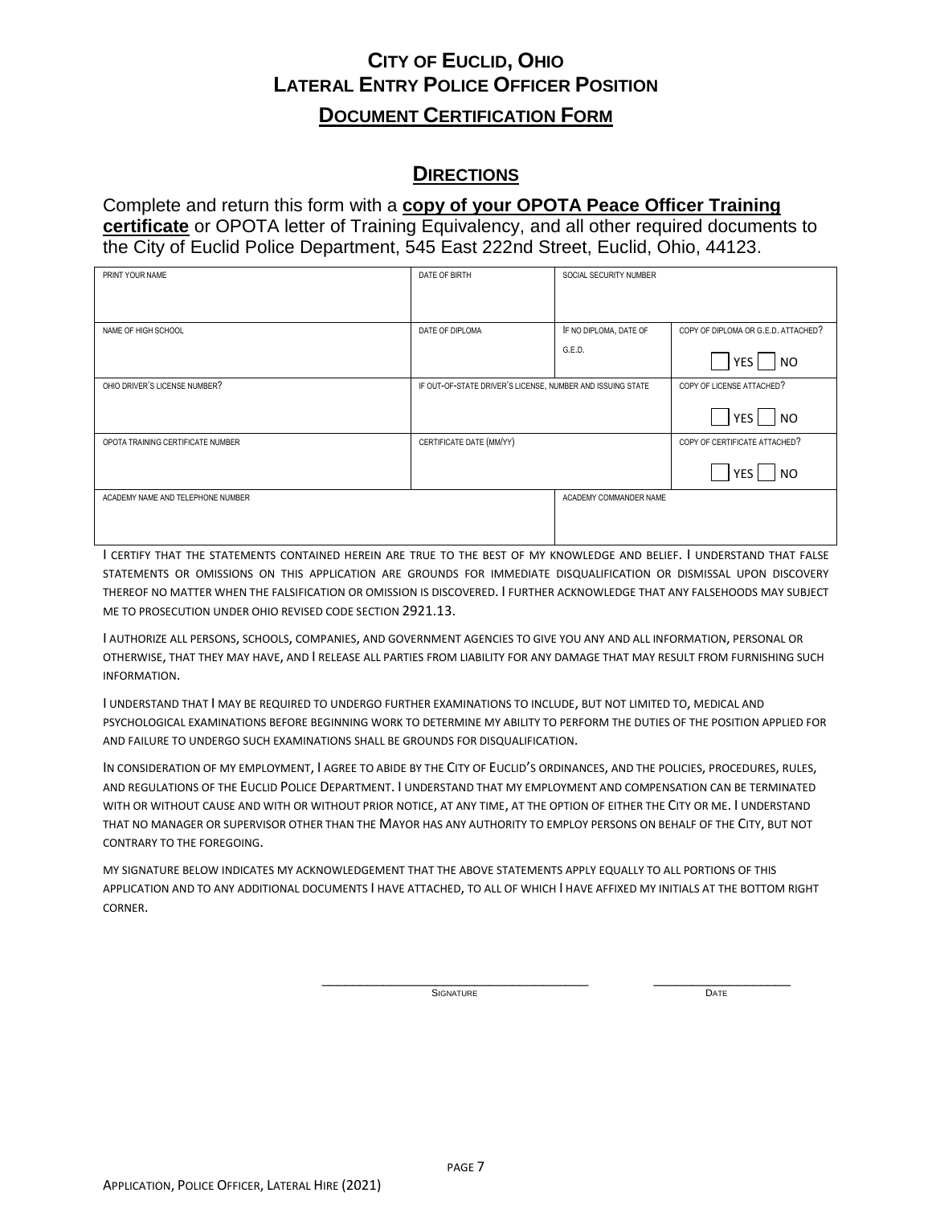# City of Euclid, Ohio
# Lateral Entry Police Officer Position

## Document Certification Form

## Directions

Complete and return this form with a **copy of your OPOTA Peace Officer Training certificate** or OPOTA letter of Training Equivalency, and all other required documents to the City of Euclid Police Department, 545 East 222nd Street, Euclid, Ohio, 44123.

| PRINT YOUR NAME | DATE OF BIRTH | SOCIAL SECURITY NUMBER | |
|---|---|---|---|
| NAME OF HIGH SCHOOL | DATE OF DIPLOMA | IF NO DIPLOMA, DATE OF G.E.D. | COPY OF DIPLOMA OR G.E.D. ATTACHED? ☐ YES ☐ NO |
| OHIO DRIVER'S LICENSE NUMBER? | IF OUT-OF-STATE DRIVER'S LICENSE, NUMBER AND ISSUING STATE | | COPY OF LICENSE ATTACHED? ☐ YES ☐ NO |
| OPOTA TRAINING CERTIFICATE NUMBER | CERTIFICATE DATE (MM/YY) | | COPY OF CERTIFICATE ATTACHED? ☐ YES ☐ NO |
| ACADEMY NAME AND TELEPHONE NUMBER | | ACADEMY COMMANDER NAME | |

I CERTIFY THAT THE STATEMENTS CONTAINED HEREIN ARE TRUE TO THE BEST OF MY KNOWLEDGE AND BELIEF. I UNDERSTAND THAT FALSE STATEMENTS OR OMISSIONS ON THIS APPLICATION ARE GROUNDS FOR IMMEDIATE DISQUALIFICATION OR DISMISSAL UPON DISCOVERY THEREOF NO MATTER WHEN THE FALSIFICATION OR OMISSION IS DISCOVERED. I FURTHER ACKNOWLEDGE THAT ANY FALSEHOODS MAY SUBJECT ME TO PROSECUTION UNDER OHIO REVISED CODE SECTION 2921.13.

I AUTHORIZE ALL PERSONS, SCHOOLS, COMPANIES, AND GOVERNMENT AGENCIES TO GIVE YOU ANY AND ALL INFORMATION, PERSONAL OR OTHERWISE, THAT THEY MAY HAVE, AND I RELEASE ALL PARTIES FROM LIABILITY FOR ANY DAMAGE THAT MAY RESULT FROM FURNISHING SUCH INFORMATION.

I UNDERSTAND THAT I MAY BE REQUIRED TO UNDERGO FURTHER EXAMINATIONS TO INCLUDE, BUT NOT LIMITED TO, MEDICAL AND PSYCHOLOGICAL EXAMINATIONS BEFORE BEGINNING WORK TO DETERMINE MY ABILITY TO PERFORM THE DUTIES OF THE POSITION APPLIED FOR AND FAILURE TO UNDERGO SUCH EXAMINATIONS SHALL BE GROUNDS FOR DISQUALIFICATION.

IN CONSIDERATION OF MY EMPLOYMENT, I AGREE TO ABIDE BY THE CITY OF EUCLID'S ORDINANCES, AND THE POLICIES, PROCEDURES, RULES, AND REGULATIONS OF THE EUCLID POLICE DEPARTMENT. I UNDERSTAND THAT MY EMPLOYMENT AND COMPENSATION CAN BE TERMINATED WITH OR WITHOUT CAUSE AND WITH OR WITHOUT PRIOR NOTICE, AT ANY TIME, AT THE OPTION OF EITHER THE CITY OR ME. I UNDERSTAND THAT NO MANAGER OR SUPERVISOR OTHER THAN THE MAYOR HAS ANY AUTHORITY TO EMPLOY PERSONS ON BEHALF OF THE CITY, BUT NOT CONTRARY TO THE FOREGOING.

MY SIGNATURE BELOW INDICATES MY ACKNOWLEDGEMENT THAT THE ABOVE STATEMENTS APPLY EQUALLY TO ALL PORTIONS OF THIS APPLICATION AND TO ANY ADDITIONAL DOCUMENTS I HAVE ATTACHED, TO ALL OF WHICH I HAVE AFFIXED MY INITIALS AT THE BOTTOM RIGHT CORNER.

\_\_\_\_\_\_\_\_\_\_\_\_\_\_\_\_\_\_\_\_\_\_\_\_\_\_\_\_\_\_\_\_\_\_\_ \_\_\_\_\_\_\_\_\_\_\_\_\_\_\_\_\_\_\_\_
SIGNATURE DATE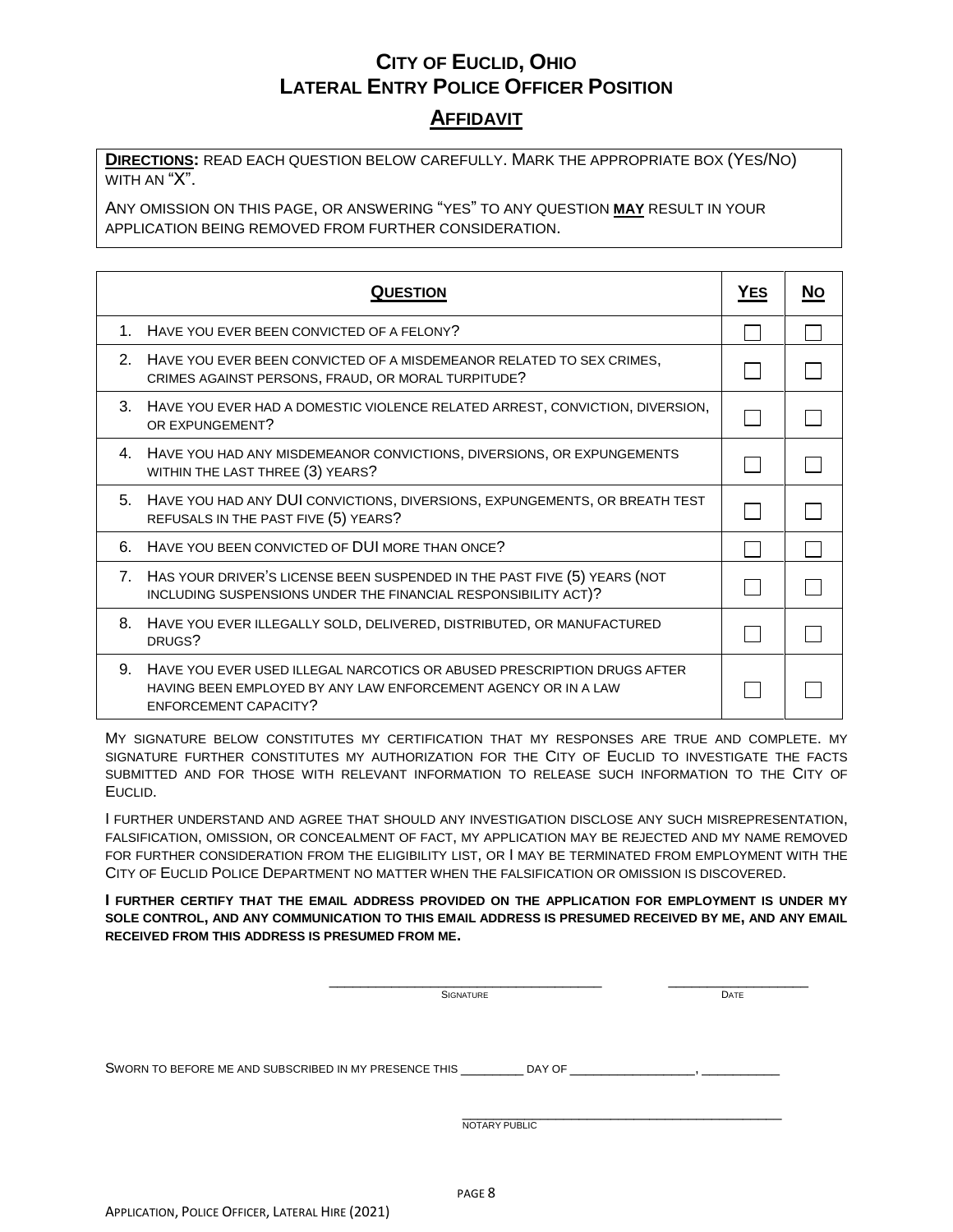# City of Euclid, Ohio
# Lateral Entry Police Officer Position

## Affidavit

**Directions:** Read each question below carefully. Mark the appropriate box (Yes/No) with an "X".

Any omission on this page, or answering "yes" to any question **may** result in your application being removed from further consideration.

| Question | Yes | No |
|---|---|---|
| 1. Have you ever been convicted of a felony? | ☐ | ☐ |
| 2. Have you ever been convicted of a misdemeanor related to sex crimes, crimes against persons, fraud, or moral turpitude? | ☐ | ☐ |
| 3. Have you ever had a domestic violence related arrest, conviction, diversion, or expungement? | ☐ | ☐ |
| 4. Have you had any misdemeanor convictions, diversions, or expungements within the last three (3) years? | ☐ | ☐ |
| 5. Have you had any DUI convictions, diversions, expungements, or breath test refusals in the past five (5) years? | ☐ | ☐ |
| 6. Have you been convicted of DUI more than once? | ☐ | ☐ |
| 7. Has your driver's license been suspended in the past five (5) years (not including suspensions under the Financial Responsibility Act)? | ☐ | ☐ |
| 8. Have you ever illegally sold, delivered, distributed, or manufactured drugs? | ☐ | ☐ |
| 9. Have you ever used illegal narcotics or abused prescription drugs after having been employed by any law enforcement agency or in a law enforcement capacity? | ☐ | ☐ |

My signature below constitutes my certification that my responses are true and complete. My signature further constitutes my authorization for the City of Euclid to investigate the facts submitted and for those with relevant information to release such information to the City of Euclid.

I further understand and agree that should any investigation disclose any such misrepresentation, falsification, omission, or concealment of fact, my application may be rejected and my name removed for further consideration from the eligibility list, or I may be terminated from employment with the City of Euclid Police Department no matter when the falsification or omission is discovered.

**I further certify that the email address provided on the application for employment is under my sole control, and any communication to this email address is presumed received by me, and any email received from this address is presumed from me.**

\_\_\_\_\_\_\_\_\_\_\_\_\_\_\_\_\_\_\_\_\_\_\_\_\_\_\_\_\_\_\_\_ Signature

\_\_\_\_\_\_\_\_\_\_\_\_\_\_\_\_ Date

Sworn to before me and subscribed in my presence this \_\_\_\_\_\_\_\_ day of \_\_\_\_\_\_\_\_\_\_\_\_\_\_\_\_, \_\_\_\_\_\_\_\_\_\_

\_\_\_\_\_\_\_\_\_\_\_\_\_\_\_\_\_\_\_\_\_\_\_\_\_\_\_\_\_\_\_\_\_\_\_\_\_\_ Notary Public

Application, Police Officer, Lateral Hire (2021)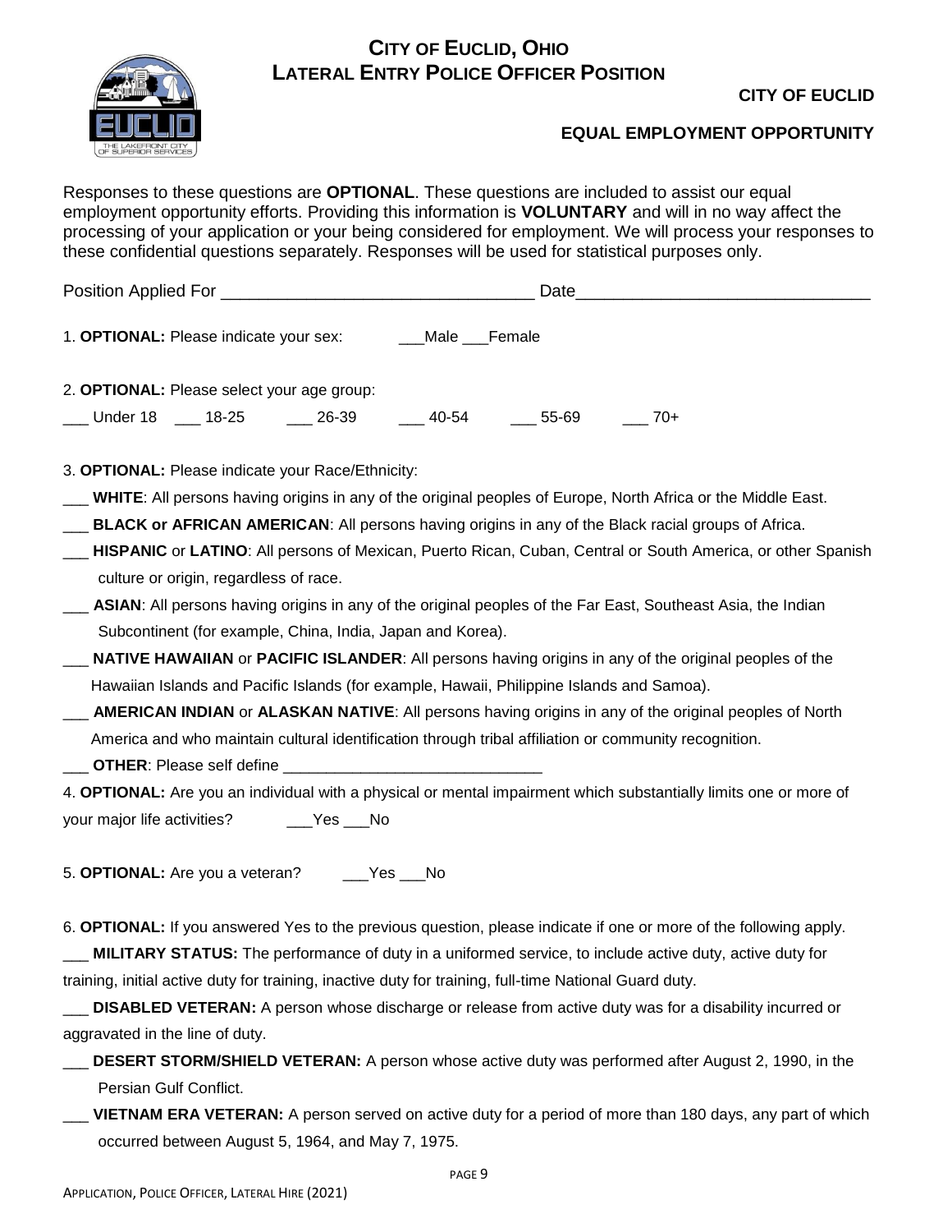# CITY OF EUCLID, OHIO
# LATERAL ENTRY POLICE OFFICER POSITION

**CITY OF EUCLID**

**EQUAL EMPLOYMENT OPPORTUNITY**

Responses to these questions are **OPTIONAL**. These questions are included to assist our equal employment opportunity efforts. Providing this information is **VOLUNTARY** and will in no way affect the processing of your application or your being considered for employment. We will process your responses to these confidential questions separately. Responses will be used for statistical purposes only.

Position Applied For _________________________________ Date_______________________________

1. **OPTIONAL:** Please indicate your sex: ___Male ___Female

2. **OPTIONAL:** Please select your age group:

___ Under 18 ___ 18-25 ___ 26-39 ___ 40-54 ___ 55-69 ___ 70+

3. **OPTIONAL:** Please indicate your Race/Ethnicity:

___ **WHITE**: All persons having origins in any of the original peoples of Europe, North Africa or the Middle East.

___ **BLACK or AFRICAN AMERICAN**: All persons having origins in any of the Black racial groups of Africa.

___ **HISPANIC** or **LATINO**: All persons of Mexican, Puerto Rican, Cuban, Central or South America, or other Spanish culture or origin, regardless of race.

___ **ASIAN**: All persons having origins in any of the original peoples of the Far East, Southeast Asia, the Indian Subcontinent (for example, China, India, Japan and Korea).

___ **NATIVE HAWAIIAN** or **PACIFIC ISLANDER**: All persons having origins in any of the original peoples of the Hawaiian Islands and Pacific Islands (for example, Hawaii, Philippine Islands and Samoa).

___ **AMERICAN INDIAN** or **ALASKAN NATIVE**: All persons having origins in any of the original peoples of North America and who maintain cultural identification through tribal affiliation or community recognition.

___ **OTHER**: Please self define ______________________________

4. **OPTIONAL:** Are you an individual with a physical or mental impairment which substantially limits one or more of your major life activities? ___Yes ___No

5. **OPTIONAL:** Are you a veteran? ___Yes ___No

6. **OPTIONAL:** If you answered Yes to the previous question, please indicate if one or more of the following apply.

___ **MILITARY STATUS:** The performance of duty in a uniformed service, to include active duty, active duty for training, initial active duty for training, inactive duty for training, full-time National Guard duty.

___ **DISABLED VETERAN:** A person whose discharge or release from active duty was for a disability incurred or aggravated in the line of duty.

___ **DESERT STORM/SHIELD VETERAN:** A person whose active duty was performed after August 2, 1990, in the Persian Gulf Conflict.

___ **VIETNAM ERA VETERAN:** A person served on active duty for a period of more than 180 days, any part of which occurred between August 5, 1964, and May 7, 1975.